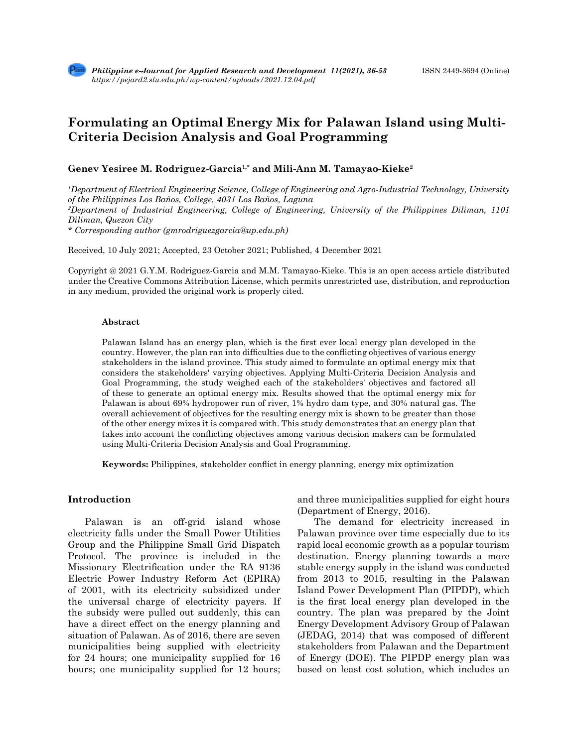# Formulating an Optimal Energy Mix for Palawan Island using Multi-Criteria Decision Analysis and Goal Programming

**Genev Yesiree M. Rodriguez-Garcia[1,*] and Mili-Ann M. Tamayao-Kieke[2]**

*[1]Department of Electrical Engineering Science, College of Engineering and Agro-Industrial Technology, University of the Philippines Los Baños, College, 4031 Los Baños, Laguna*
*[2]Department of Industrial Engineering, College of Engineering, University of the Philippines Diliman, 1101 Diliman, Quezon City*
*\* Corresponding author (gmrodriguezgarcia@up.edu.ph)*

Received, 10 July 2021; Accepted, 23 October 2021; Published, 4 December 2021

Copyright @ 2021 G.Y.M. Rodriguez-Garcia and M.M. Tamayao-Kieke. This is an open access article distributed under the Creative Commons Attribution License, which permits unrestricted use, distribution, and reproduction in any medium, provided the original work is properly cited.

### Abstract

Palawan Island has an energy plan, which is the first ever local energy plan developed in the country. However, the plan ran into difficulties due to the conflicting objectives of various energy stakeholders in the island province. This study aimed to formulate an optimal energy mix that considers the stakeholders' varying objectives. Applying Multi-Criteria Decision Analysis and Goal Programming, the study weighed each of the stakeholders' objectives and factored all of these to generate an optimal energy mix. Results showed that the optimal energy mix for Palawan is about 69% hydropower run of river, 1% hydro dam type, and 30% natural gas. The overall achievement of objectives for the resulting energy mix is shown to be greater than those of the other energy mixes it is compared with. This study demonstrates that an energy plan that takes into account the conflicting objectives among various decision makers can be formulated using Multi-Criteria Decision Analysis and Goal Programming.

**Keywords:** Philippines, stakeholder conflict in energy planning, energy mix optimization

## Introduction

Palawan is an off-grid island whose electricity falls under the Small Power Utilities Group and the Philippine Small Grid Dispatch Protocol. The province is included in the Missionary Electrification under the RA 9136 Electric Power Industry Reform Act (EPIRA) of 2001, with its electricity subsidized under the universal charge of electricity payers. If the subsidy were pulled out suddenly, this can have a direct effect on the energy planning and situation of Palawan. As of 2016, there are seven municipalities being supplied with electricity for 24 hours; one municipality supplied for 16 hours; one municipality supplied for 12 hours; and three municipalities supplied for eight hours (Department of Energy, 2016).

The demand for electricity increased in Palawan province over time especially due to its rapid local economic growth as a popular tourism destination. Energy planning towards a more stable energy supply in the island was conducted from 2013 to 2015, resulting in the Palawan Island Power Development Plan (PIPDP), which is the first local energy plan developed in the country. The plan was prepared by the Joint Energy Development Advisory Group of Palawan (JEDAG, 2014) that was composed of different stakeholders from Palawan and the Department of Energy (DOE). The PIPDP energy plan was based on least cost solution, which includes an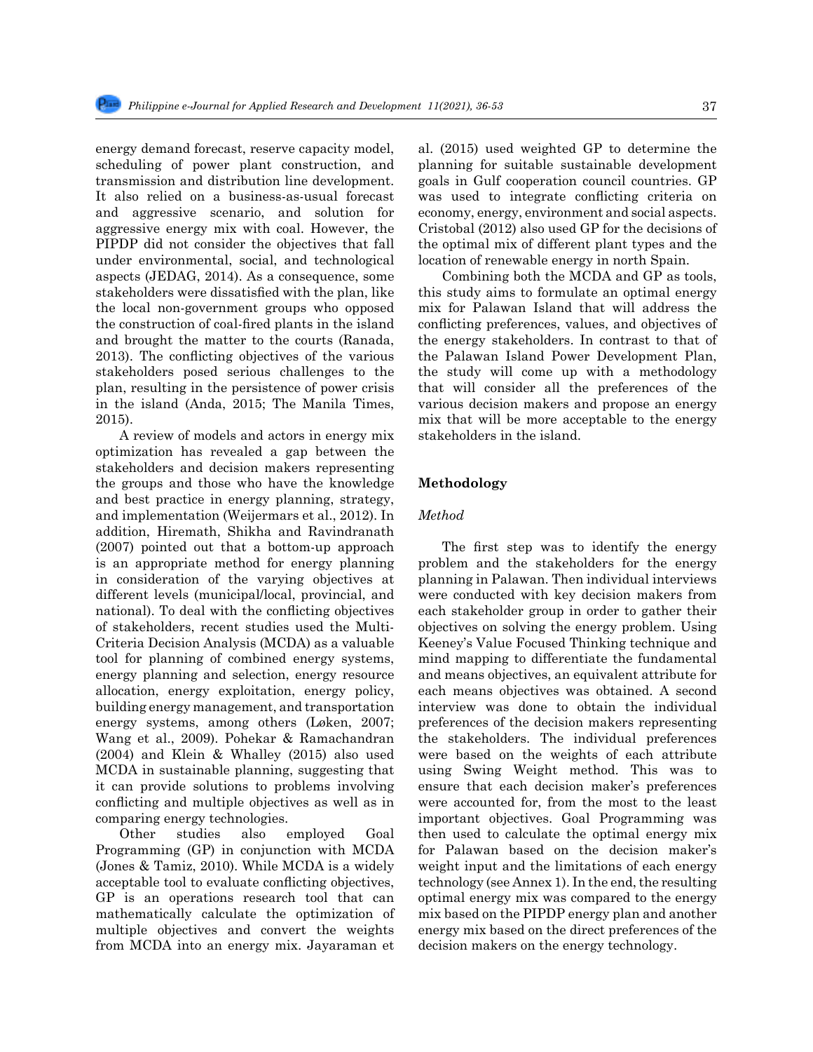energy demand forecast, reserve capacity model, scheduling of power plant construction, and transmission and distribution line development. It also relied on a business-as-usual forecast and aggressive scenario, and solution for aggressive energy mix with coal. However, the PIPDP did not consider the objectives that fall under environmental, social, and technological aspects (JEDAG, 2014). As a consequence, some stakeholders were dissatisfied with the plan, like the local non-government groups who opposed the construction of coal-fired plants in the island and brought the matter to the courts (Ranada, 2013). The conflicting objectives of the various stakeholders posed serious challenges to the plan, resulting in the persistence of power crisis in the island (Anda, 2015; The Manila Times, 2015).

A review of models and actors in energy mix optimization has revealed a gap between the stakeholders and decision makers representing the groups and those who have the knowledge and best practice in energy planning, strategy, and implementation (Weijermars et al., 2012). In addition, Hiremath, Shikha and Ravindranath (2007) pointed out that a bottom-up approach is an appropriate method for energy planning in consideration of the varying objectives at different levels (municipal/local, provincial, and national). To deal with the conflicting objectives of stakeholders, recent studies used the Multi-Criteria Decision Analysis (MCDA) as a valuable tool for planning of combined energy systems, energy planning and selection, energy resource allocation, energy exploitation, energy policy, building energy management, and transportation energy systems, among others (Løken, 2007; Wang et al., 2009). Pohekar & Ramachandran (2004) and Klein & Whalley (2015) also used MCDA in sustainable planning, suggesting that it can provide solutions to problems involving conflicting and multiple objectives as well as in comparing energy technologies.

Other studies also employed Goal Programming (GP) in conjunction with MCDA (Jones & Tamiz, 2010). While MCDA is a widely acceptable tool to evaluate conflicting objectives, GP is an operations research tool that can mathematically calculate the optimization of multiple objectives and convert the weights from MCDA into an energy mix. Jayaraman et al. (2015) used weighted GP to determine the planning for suitable sustainable development goals in Gulf cooperation council countries. GP was used to integrate conflicting criteria on economy, energy, environment and social aspects. Cristobal (2012) also used GP for the decisions of the optimal mix of different plant types and the location of renewable energy in north Spain.

Combining both the MCDA and GP as tools, this study aims to formulate an optimal energy mix for Palawan Island that will address the conflicting preferences, values, and objectives of the energy stakeholders. In contrast to that of the Palawan Island Power Development Plan, the study will come up with a methodology that will consider all the preferences of the various decision makers and propose an energy mix that will be more acceptable to the energy stakeholders in the island.

## Methodology

### *Method*

The first step was to identify the energy problem and the stakeholders for the energy planning in Palawan. Then individual interviews were conducted with key decision makers from each stakeholder group in order to gather their objectives on solving the energy problem. Using Keeney's Value Focused Thinking technique and mind mapping to differentiate the fundamental and means objectives, an equivalent attribute for each means objectives was obtained. A second interview was done to obtain the individual preferences of the decision makers representing the stakeholders. The individual preferences were based on the weights of each attribute using Swing Weight method. This was to ensure that each decision maker's preferences were accounted for, from the most to the least important objectives. Goal Programming was then used to calculate the optimal energy mix for Palawan Island based on the decision maker's weight input and the limitations of each energy technology (see Annex 1). In the end, the resulting optimal energy mix was compared to the energy mix based on the PIPDP energy plan and another energy mix based on the direct preferences of the decision makers on the energy technology.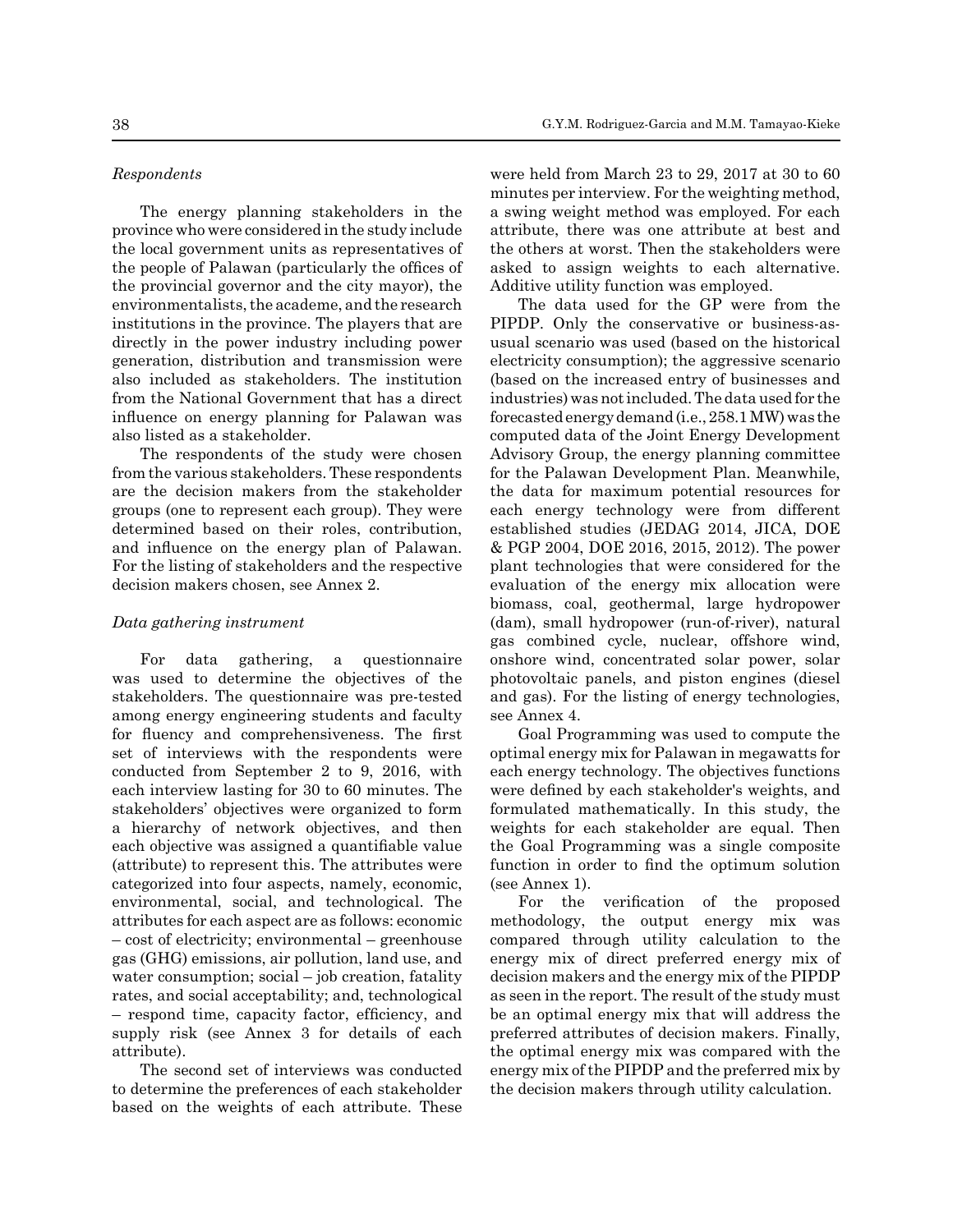*Respondents*

The energy planning stakeholders in the province who were considered in the study include the local government units as representatives of the people of Palawan (particularly the offices of the provincial governor and the city mayor), the environmentalists, the academe, and the research institutions in the province. The players that are directly in the power industry including power generation, distribution and transmission were also included as stakeholders. The institution from the National Government that has a direct influence on energy planning for Palawan was also listed as a stakeholder.

The respondents of the study were chosen from the various stakeholders. These respondents are the decision makers from the stakeholder groups (one to represent each group). They were determined based on their roles, contribution, and influence on the energy plan of Palawan. For the listing of stakeholders and the respective decision makers chosen, see Annex 2.

*Data gathering instrument*

For data gathering, a questionnaire was used to determine the objectives of the stakeholders. The questionnaire was pre-tested among energy engineering students and faculty for fluency and comprehensiveness. The first set of interviews with the respondents were conducted from September 2 to 9, 2016, with each interview lasting for 30 to 60 minutes. The stakeholders' objectives were organized to form a hierarchy of network objectives, and then each objective was assigned a quantifiable value (attribute) to represent this. The attributes were categorized into four aspects, namely, economic, environmental, social, and technological. The attributes for each aspect are as follows: economic – cost of electricity; environmental – greenhouse gas (GHG) emissions, air pollution, land use, and water consumption; social – job creation, fatality rates, and social acceptability; and, technological – respond time, capacity factor, efficiency, and supply risk (see Annex 3 for details of each attribute).

The second set of interviews was conducted to determine the preferences of each stakeholder based on the weights of each attribute. These were held from March 23 to 29, 2017 at 30 to 60 minutes per interview. For the weighting method, a swing weight method was employed. For each attribute, there was one attribute at best and the others at worst. Then the stakeholders were asked to assign weights to each alternative. Additive utility function was employed.

The data used for the GP were from the PIPDP. Only the conservative or business-as-usual scenario was used (based on the historical electricity consumption); the aggressive scenario (based on the increased entry of businesses and industries) was not included. The data used for the forecasted energy demand (i.e., 258.1 MW) was the computed data of the Joint Energy Development Advisory Group, the energy planning committee for the Palawan Development Plan. Meanwhile, the data for maximum potential resources for each energy technology were from different established studies (JEDAG 2014, JICA, DOE & PGP 2004, DOE 2016, 2015, 2012). The power plant technologies that were considered for the evaluation of the energy mix allocation were biomass, coal, geothermal, large hydropower (dam), small hydropower (run-of-river), natural gas combined cycle, nuclear, offshore wind, onshore wind, concentrated solar power, solar photovoltaic panels, and piston engines (diesel and gas). For the listing of energy technologies, see Annex 4.

Goal Programming was used to compute the optimal energy mix for Palawan in megawatts for each energy technology. The objectives functions were defined by each stakeholder's weights, and formulated mathematically. In this study, the weights for each stakeholder are equal. Then the Goal Programming was a single composite function in order to find the optimum solution (see Annex 1).

For the verification of the proposed methodology, the output energy mix was compared through utility calculation to the energy mix of direct preferred energy mix of decision makers and the energy mix of the PIPDP as seen in the report. The result of the study must be an optimal energy mix that will address the preferred attributes of decision makers. Finally, the optimal energy mix was compared with the energy mix of the PIPDP and the preferred mix by the decision makers through utility calculation.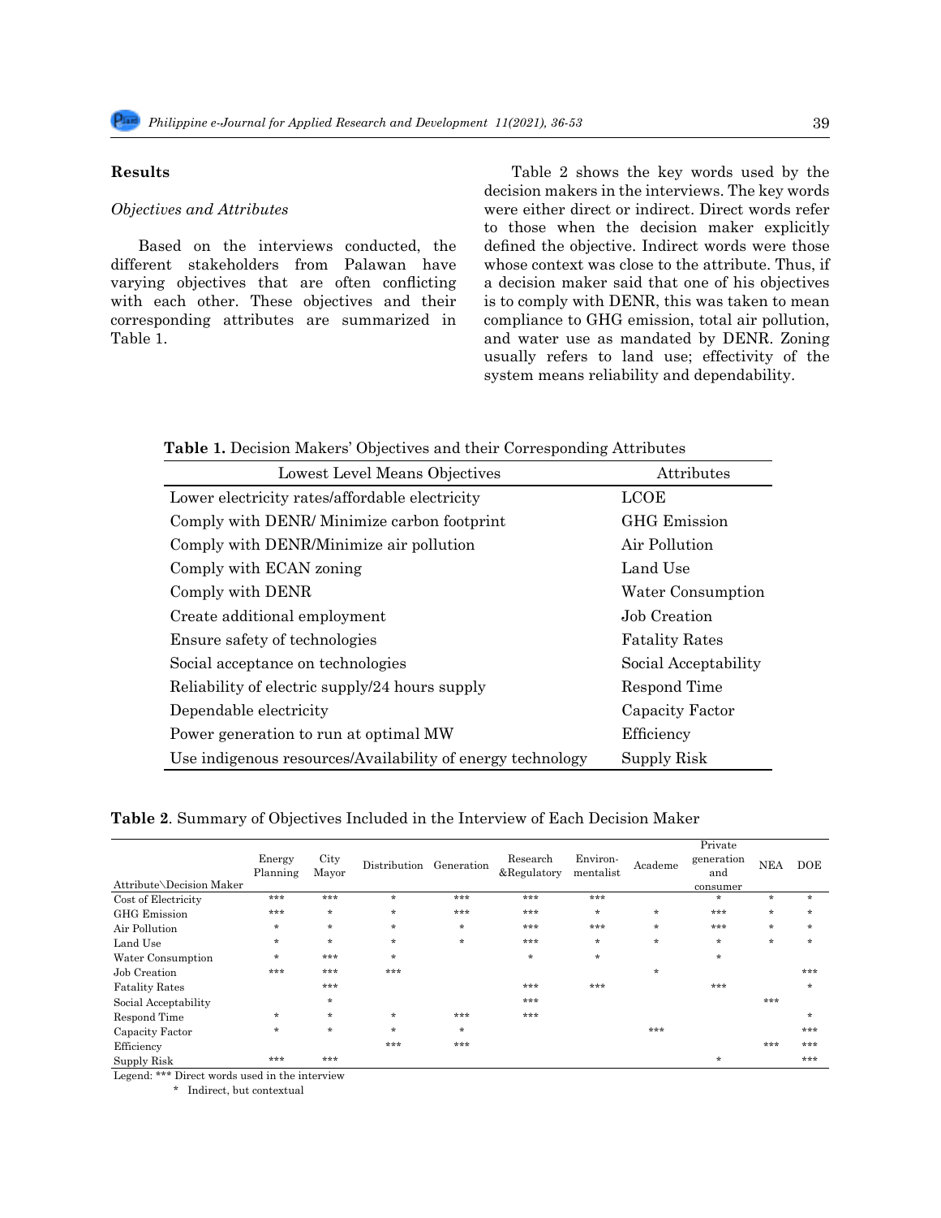## Results

### *Objectives and Attributes*

Based on the interviews conducted, the different stakeholders from Palawan have varying objectives that are often conflicting with each other. These objectives and their corresponding attributes are summarized in Table 1.

Table 2 shows the key words used by the decision makers in the interviews. The key words were either direct or indirect. Direct words refer to those when the decision maker explicitly defined the objective. Indirect words were those whose context was close to the attribute. Thus, if a decision maker said that one of his objectives is to comply with DENR, this was taken to mean compliance to GHG emission, total air pollution, and water use as mandated by DENR. Zoning usually refers to land use; effectivity of the system means reliability and dependability.

**Table 1.** Decision Makers' Objectives and their Corresponding Attributes

| Lowest Level Means Objectives | Attributes |
|---|---|
| Lower electricity rates/affordable electricity | LCOE |
| Comply with DENR/ Minimize carbon footprint | GHG Emission |
| Comply with DENR/Minimize air pollution | Air Pollution |
| Comply with ECAN zoning | Land Use |
| Comply with DENR | Water Consumption |
| Create additional employment | Job Creation |
| Ensure safety of technologies | Fatality Rates |
| Social acceptance on technologies | Social Acceptability |
| Reliability of electric supply/24 hours supply | Respond Time |
| Dependable electricity | Capacity Factor |
| Power generation to run at optimal MW | Efficiency |
| Use indigenous resources/Availability of energy technology | Supply Risk |

**Table 2**. Summary of Objectives Included in the Interview of Each Decision Maker

| Attribute\Decision Maker | Energy Planning | City Mayor | Distribution | Generation | Research &Regulatory | Environ-mentalist | Academe | Private generation and consumer | NEA | DOE |
|---|---|---|---|---|---|---|---|---|---|---|
| Cost of Electricity | *** | *** | * | *** | *** | *** | | * | * | * |
| GHG Emission | *** | * | * | *** | *** | * | * | *** | * | * |
| Air Pollution | * | * | * | * | *** | *** | * | *** | * | * |
| Land Use | * | * | * | * | *** | * | * | * | * | * |
| Water Consumption | * | *** | * | | * | * | | * | | |
| Job Creation | *** | *** | *** | | | | * | | | *** |
| Fatality Rates | | *** | | | *** | *** | | *** | | * |
| Social Acceptability | | * | | | *** | | | | *** | |
| Respond Time | * | * | * | *** | *** | | | | | * |
| Capacity Factor | * | * | * | * | | | *** | | | *** |
| Efficiency | | | *** | *** | | | | | *** | *** |
| Supply Risk | *** | *** | | | | | | * | | *** |

Legend: *** Direct words used in the interview

\* Indirect, but contextual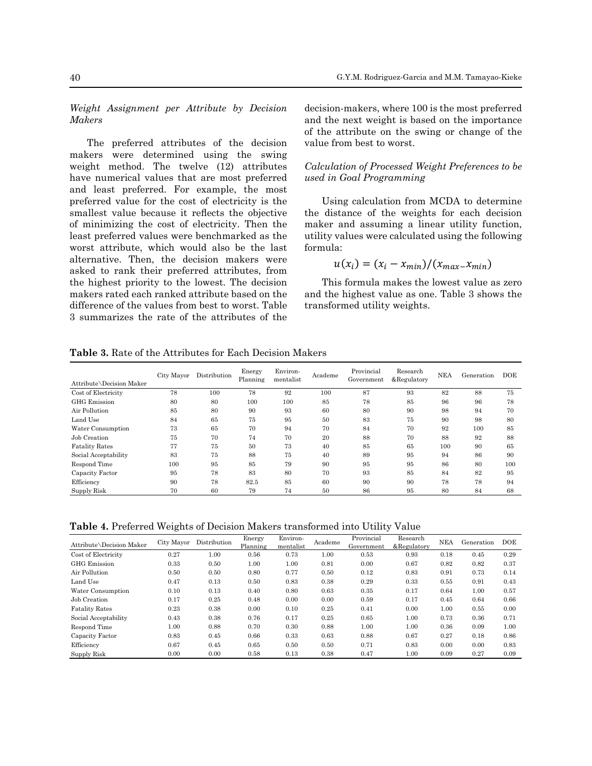*Weight Assignment per Attribute by Decision Makers*

The preferred attributes of the decision makers were determined using the swing weight method. The twelve (12) attributes have numerical values that are most preferred and least preferred. For example, the most preferred value for the cost of electricity is the smallest value because it reflects the objective of minimizing the cost of electricity. Then the least preferred values were benchmarked as the worst attribute, which would also be the last alternative. Then, the decision makers were asked to rank their preferred attributes, from the highest priority to the lowest. The decision makers rated each ranked attribute based on the difference of the values from best to worst. Table 3 summarizes the rate of the attributes of the decision-makers, where 100 is the most preferred and the next weight is based on the importance of the attribute on the swing or change of the value from best to worst.

*Calculation of Processed Weight Preferences to be used in Goal Programming*

Using calculation from MCDA to determine the distance of the weights for each decision maker and assuming a linear utility function, utility values were calculated using the following formula:

$$u(x_i) = (x_i - x_{min})/(x_{max} - x_{min})$$

This formula makes the lowest value as zero and the highest value as one. Table 3 shows the transformed utility weights.

**Table 3.** Rate of the Attributes for Each Decision Makers

| Attribute\Decision Maker | City Mayor | Distribution | Energy Planning | Environ-mentalist | Academe | Provincial Government | Research &Regulatory | NEA | Generation | DOE |
|---|---|---|---|---|---|---|---|---|---|---|
| Cost of Electricity | 78 | 100 | 78 | 92 | 100 | 87 | 93 | 82 | 88 | 75 |
| GHG Emission | 80 | 80 | 100 | 100 | 85 | 78 | 85 | 96 | 96 | 78 |
| Air Pollution | 85 | 80 | 90 | 93 | 60 | 80 | 90 | 98 | 94 | 70 |
| Land Use | 84 | 65 | 75 | 95 | 50 | 83 | 75 | 90 | 98 | 80 |
| Water Consumption | 73 | 65 | 70 | 94 | 70 | 84 | 70 | 92 | 100 | 85 |
| Job Creation | 75 | 70 | 74 | 70 | 20 | 88 | 70 | 88 | 92 | 88 |
| Fatality Rates | 77 | 75 | 50 | 73 | 40 | 85 | 65 | 100 | 90 | 65 |
| Social Acceptability | 83 | 75 | 88 | 75 | 40 | 89 | 95 | 94 | 86 | 90 |
| Respond Time | 100 | 95 | 85 | 79 | 90 | 95 | 95 | 86 | 80 | 100 |
| Capacity Factor | 95 | 78 | 83 | 80 | 70 | 93 | 85 | 84 | 82 | 95 |
| Efficiency | 90 | 78 | 82.5 | 85 | 60 | 90 | 90 | 78 | 78 | 94 |
| Supply Risk | 70 | 60 | 79 | 74 | 50 | 86 | 95 | 80 | 84 | 68 |

**Table 4.** Preferred Weights of Decision Makers transformed into Utility Value

| Attribute\Decision Maker | City Mayor | Distribution | Energy Planning | Environ-mentalist | Academe | Provincial Government | Research &Regulatory | NEA | Generation | DOE |
|---|---|---|---|---|---|---|---|---|---|---|
| Cost of Electricity | 0.27 | 1.00 | 0.56 | 0.73 | 1.00 | 0.53 | 0.93 | 0.18 | 0.45 | 0.29 |
| GHG Emission | 0.33 | 0.50 | 1.00 | 1.00 | 0.81 | 0.00 | 0.67 | 0.82 | 0.82 | 0.37 |
| Air Pollution | 0.50 | 0.50 | 0.80 | 0.77 | 0.50 | 0.12 | 0.83 | 0.91 | 0.73 | 0.14 |
| Land Use | 0.47 | 0.13 | 0.50 | 0.83 | 0.38 | 0.29 | 0.33 | 0.55 | 0.91 | 0.43 |
| Water Consumption | 0.10 | 0.13 | 0.40 | 0.80 | 0.63 | 0.35 | 0.17 | 0.64 | 1.00 | 0.57 |
| Job Creation | 0.17 | 0.25 | 0.48 | 0.00 | 0.00 | 0.59 | 0.17 | 0.45 | 0.64 | 0.66 |
| Fatality Rates | 0.23 | 0.38 | 0.00 | 0.10 | 0.25 | 0.41 | 0.00 | 1.00 | 0.55 | 0.00 |
| Social Acceptability | 0.43 | 0.38 | 0.76 | 0.17 | 0.25 | 0.65 | 1.00 | 0.73 | 0.36 | 0.71 |
| Respond Time | 1.00 | 0.88 | 0.70 | 0.30 | 0.88 | 1.00 | 1.00 | 0.36 | 0.09 | 1.00 |
| Capacity Factor | 0.83 | 0.45 | 0.66 | 0.33 | 0.63 | 0.88 | 0.67 | 0.27 | 0.18 | 0.86 |
| Efficiency | 0.67 | 0.45 | 0.65 | 0.50 | 0.50 | 0.71 | 0.83 | 0.00 | 0.00 | 0.83 |
| Supply Risk | 0.00 | 0.00 | 0.58 | 0.13 | 0.38 | 0.47 | 1.00 | 0.09 | 0.27 | 0.09 |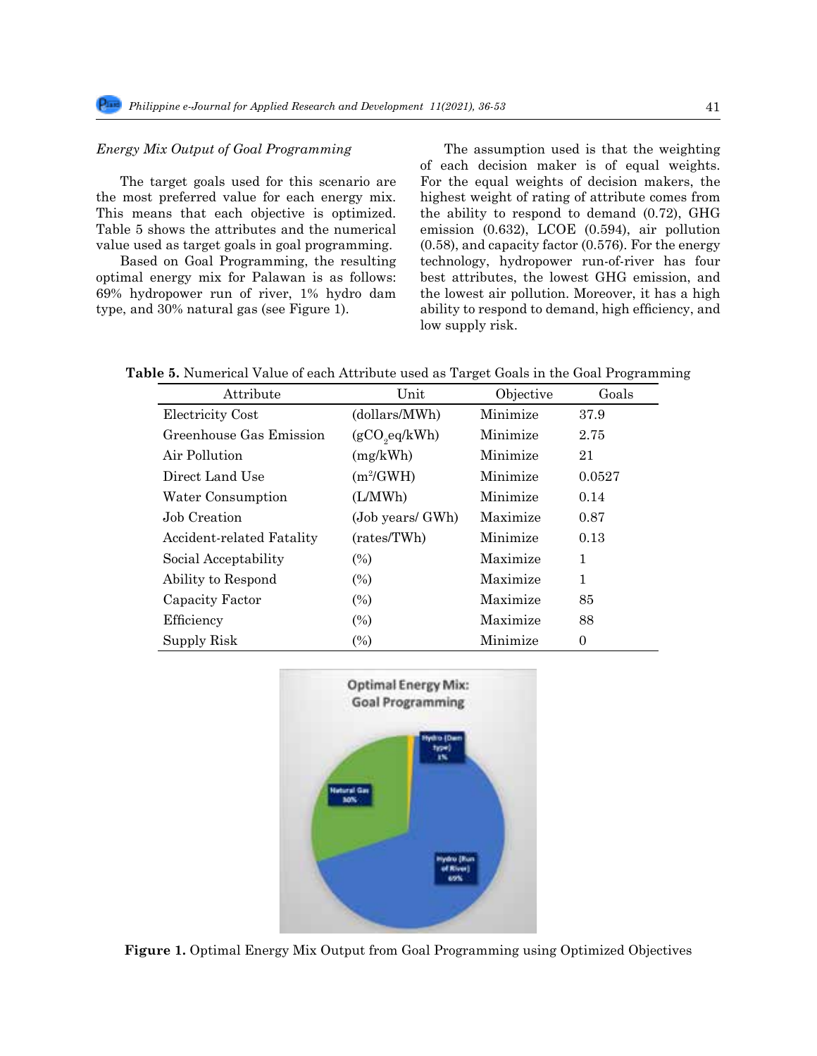*Energy Mix Output of Goal Programming*

The target goals used for this scenario are the most preferred value for each energy mix. This means that each objective is optimized. Table 5 shows the attributes and the numerical value used as target goals in goal programming.

Based on Goal Programming, the resulting optimal energy mix for Palawan is as follows: 69% hydropower run of river, 1% hydro dam type, and 30% natural gas (see Figure 1).

The assumption used is that the weighting of each decision maker is of equal weights. For the equal weights of decision makers, the highest weight of rating of attribute comes from the ability to respond to demand (0.72), GHG emission (0.632), LCOE (0.594), air pollution (0.58), and capacity factor (0.576). For the energy technology, hydropower run-of-river has four best attributes, the lowest GHG emission, and the lowest air pollution. Moreover, it has a high ability to respond to demand, high efficiency, and low supply risk.

**Table 5.** Numerical Value of each Attribute used as Target Goals in the Goal Programming

| Attribute | Unit | Objective | Goals |
|---|---|---|---|
| Electricity Cost | (dollars/MWh) | Minimize | 37.9 |
| Greenhouse Gas Emission | ($gCO_2eq/kWh$) | Minimize | 2.75 |
| Air Pollution | (mg/kWh) | Minimize | 21 |
| Direct Land Use | ($m^2/GWH$) | Minimize | 0.0527 |
| Water Consumption | (L/MWh) | Minimize | 0.14 |
| Job Creation | (Job years/ GWh) | Maximize | 0.87 |
| Accident-related Fatality | (rates/TWh) | Minimize | 0.13 |
| Social Acceptability | (%) | Maximize | 1 |
| Ability to Respond | (%) | Maximize | 1 |
| Capacity Factor | (%) | Maximize | 85 |
| Efficiency | (%) | Maximize | 88 |
| Supply Risk | (%) | Minimize | 0 |

**Figure 1.** Optimal Energy Mix Output from Goal Programming using Optimized Objectives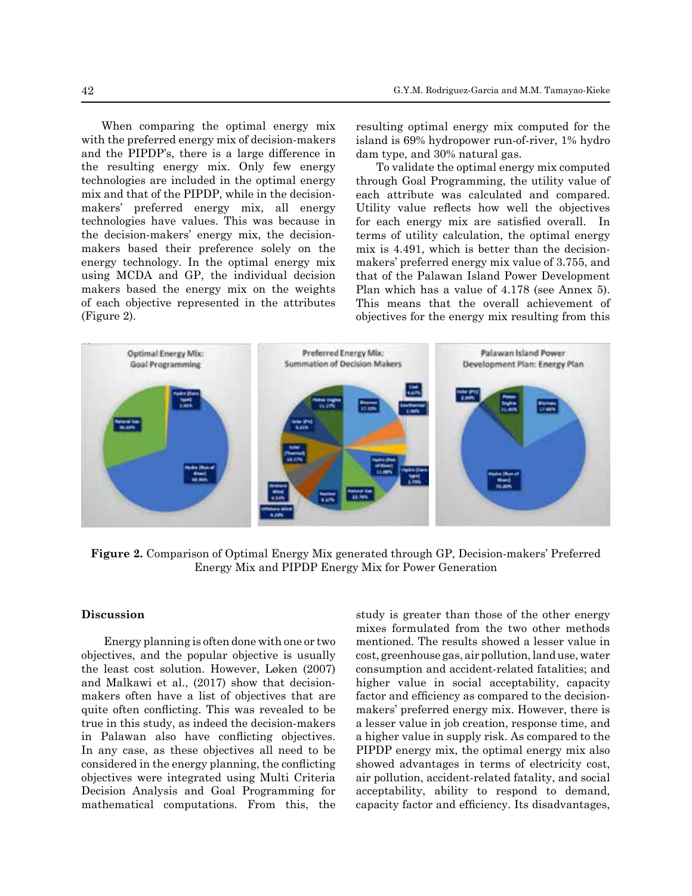When comparing the optimal energy mix with the preferred energy mix of decision-makers and the PIPDP's, there is a large difference in the resulting energy mix. Only few energy technologies are included in the optimal energy mix and that of the PIPDP, while in the decision-makers' preferred energy mix, all energy technologies have values. This was because in the decision-makers' energy mix, the decision-makers based their preference solely on the energy technology. In the optimal energy mix using MCDA and GP, the individual decision makers based the energy mix on the weights of each objective represented in the attributes (Figure 2).

resulting optimal energy mix computed for the island is 69% hydropower run-of-river, 1% hydro dam type, and 30% natural gas.

To validate the optimal energy mix computed through Goal Programming, the utility value of each attribute was calculated and compared. Utility value reflects how well the objectives for each energy mix are satisfied overall. In terms of utility calculation, the optimal energy mix is 4.491, which is better than the decision-makers' preferred energy mix value of 3.755, and that of the Palawan Island Power Development Plan which has a value of 4.178 (see Annex 5). This means that the overall achievement of objectives for the energy mix resulting from this study is greater than those of the other energy mixes formulated from the two other methods mentioned. The results showed a lesser value in cost, greenhouse gas, air pollution, land use, water consumption and accident-related fatalities; and higher value in social acceptability, capacity factor and efficiency as compared to the decision-makers' preferred energy mix. However, there is a lesser value in job creation, response time, and a higher value in supply risk. As compared to the PIPDP energy mix, the optimal energy mix also showed advantages in terms of electricity cost, air pollution, accident-related fatality, and social acceptability, ability to respond to demand, capacity factor and efficiency. Its disadvantages,

**Figure 2.** Comparison of Optimal Energy Mix generated through GP, Decision-makers' Preferred Energy Mix and PIPDP Energy Mix for Power Generation

## Discussion

Energy planning is often done with one or two objectives, and the popular objective is usually the least cost solution. However, Løken (2007) and Malkawi et al., (2017) show that decision-makers often have a list of objectives that are quite often conflicting. This was revealed to be true in this study, as indeed the decision-makers in Palawan also have conflicting objectives. In any case, as these objectives all need to be considered in the energy planning, the conflicting objectives were integrated using Multi Criteria Decision Analysis and Goal Programming for mathematical computations. From this, the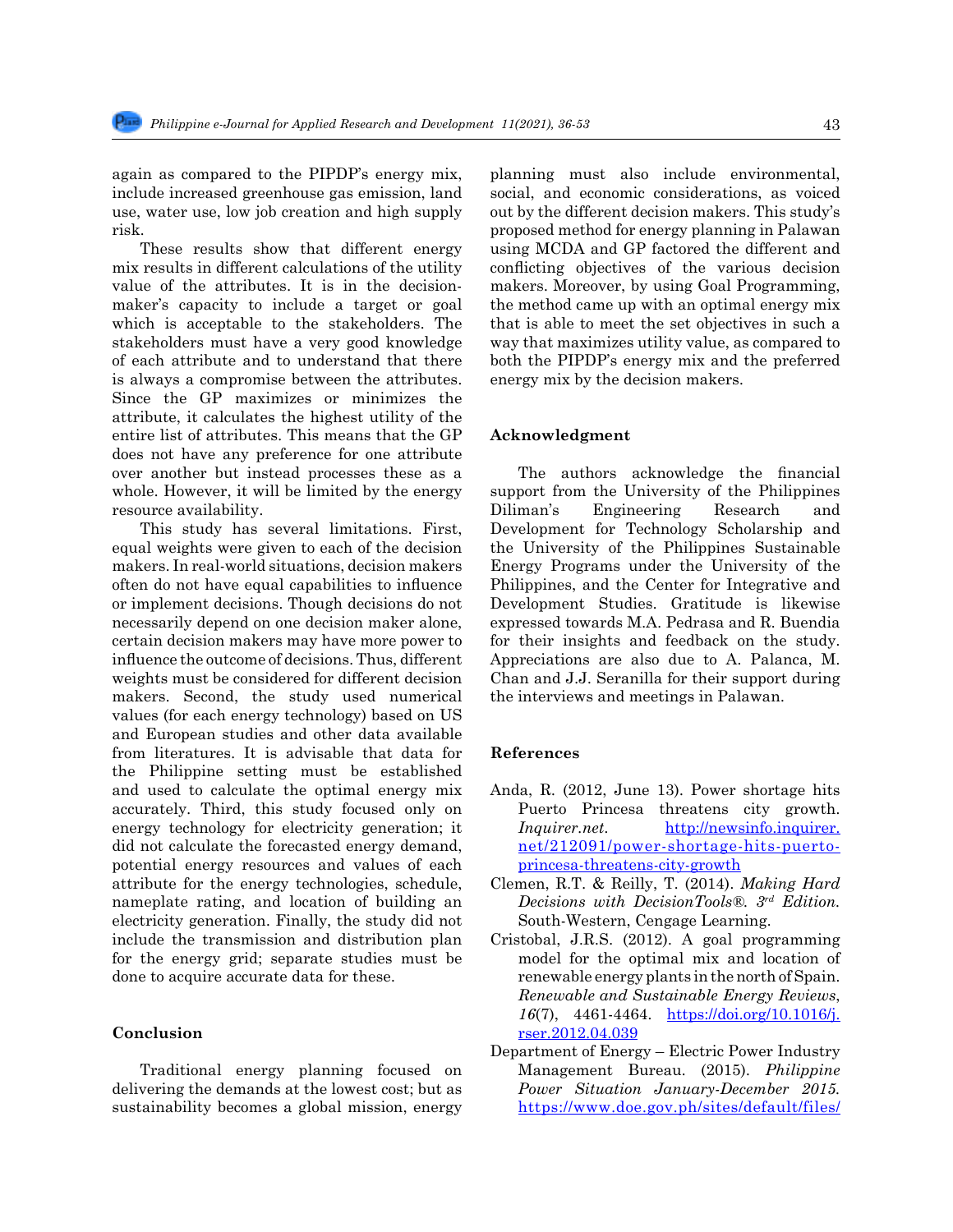again as compared to the PIPDP's energy mix, include increased greenhouse gas emission, land use, water use, low job creation and high supply risk.

These results show that different energy mix results in different calculations of the utility value of the attributes. It is in the decision-maker's capacity to include a target or goal which is acceptable to the stakeholders. The stakeholders must have a very good knowledge of each attribute and to understand that there is always a compromise between the attributes. Since the GP maximizes or minimizes the attribute, it calculates the highest utility of the entire list of attributes. This means that the GP does not have any preference for one attribute over another but instead processes these as a whole. However, it will be limited by the energy resource availability.

This study has several limitations. First, equal weights were given to each of the decision makers. In real-world situations, decision makers often do not have equal capabilities to influence or implement decisions. Though decisions do not necessarily depend on one decision maker alone, certain decision makers may have more power to influence the outcome of decisions. Thus, different weights must be considered for different decision makers. Second, the study used numerical values (for each energy technology) based on US and European studies and other data available from literatures. It is advisable that data for the Philippine setting must be established and used to calculate the optimal energy mix accurately. Third, this study focused only on energy technology for electricity generation; it did not calculate the forecasted energy demand, potential energy resources and values of each attribute for the energy technologies, schedule, nameplate rating, and location of building an electricity generation. Finally, the study did not include the transmission and distribution plan for the energy grid; separate studies must be done to acquire accurate data for these.

## Conclusion

Traditional energy planning focused on delivering the demands at the lowest cost; but as sustainability becomes a global mission, energy planning must also include environmental, social, and economic considerations, as voiced out by the different decision makers. This study's proposed method for energy planning in Palawan using MCDA and GP factored the different and conflicting objectives of the various decision makers. Moreover, by using Goal Programming, the method came up with an optimal energy mix that is able to meet the set objectives in such a way that maximizes utility value, as compared to both the PIPDP's energy mix and the preferred energy mix by the decision makers.

## Acknowledgment

The authors acknowledge the financial support from the University of the Philippines Diliman's Engineering Research and Development for Technology Scholarship and the University of the Philippines Sustainable Energy Programs under the University of the Philippines, and the Center for Integrative and Development Studies. Gratitude is likewise expressed towards M.A. Pedrasa and R. Buendia for their insights and feedback on the study. Appreciations are also due to A. Palanca, M. Chan and J.J. Seranilla for their support during the interviews and meetings in Palawan.

## References

Anda, R. (2012, June 13). Power shortage hits Puerto Princesa threatens city growth. *Inquirer.net*. http://newsinfo.inquirer.net/212091/power-shortage-hits-puerto-princesa-threatens-city-growth

Clemen, R.T. & Reilly, T. (2014). *Making Hard Decisions with DecisionTools®. 3rd Edition.* South-Western, Cengage Learning.

Cristobal, J.R.S. (2012). A goal programming model for the optimal mix and location of renewable energy plants in the north of Spain. *Renewable and Sustainable Energy Reviews*, *16*(7), 4461-4464. https://doi.org/10.1016/j.rser.2012.04.039

Department of Energy – Electric Power Industry Management Bureau. (2015). *Philippine Power Situation January-December 2015.* https://www.doe.gov.ph/sites/default/files/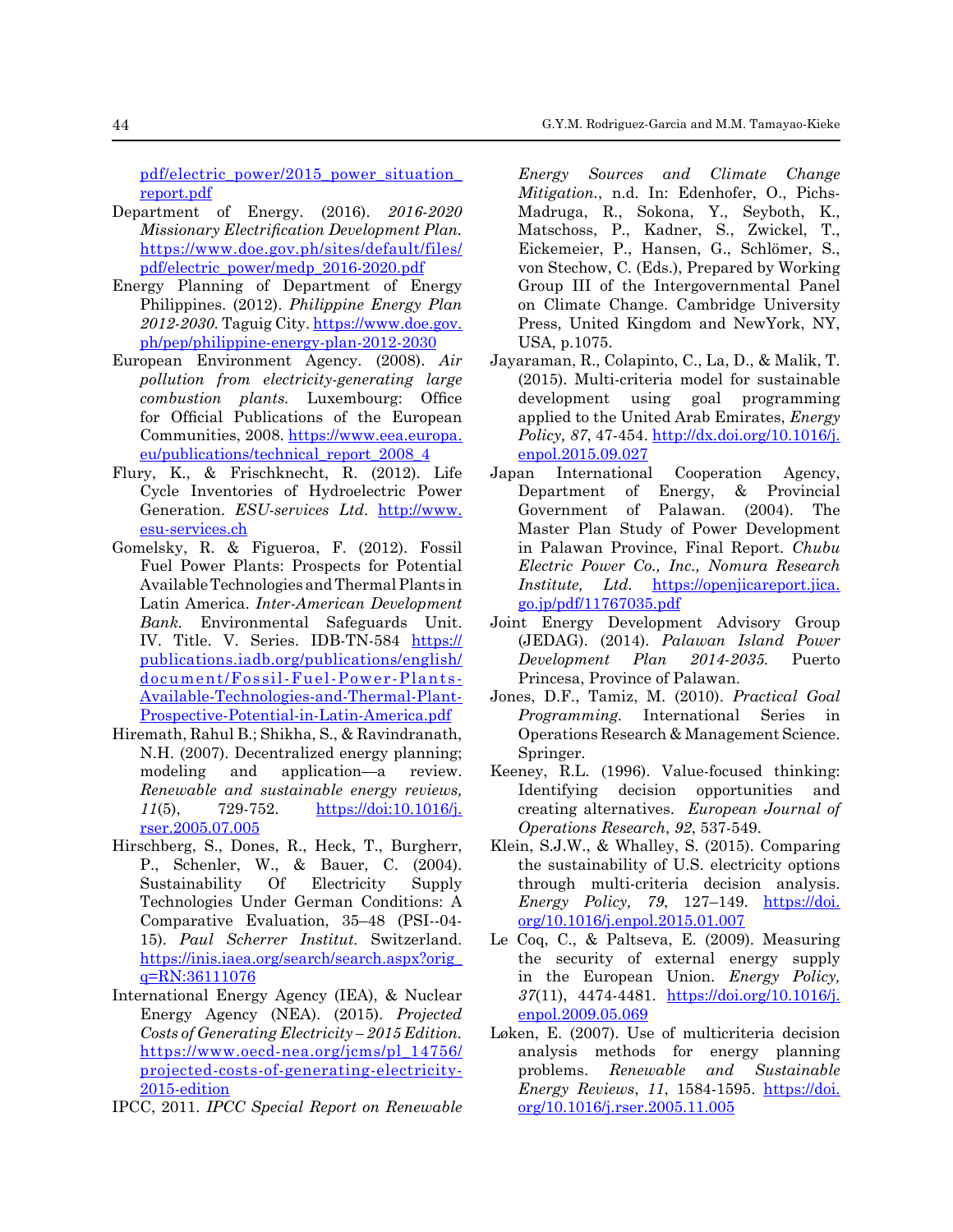pdf/electric_power/2015_power_situation_report.pdf

Department of Energy. (2016). *2016-2020 Missionary Electrification Development Plan.* https://www.doe.gov.ph/sites/default/files/pdf/electric_power/medp_2016-2020.pdf

Energy Planning of Department of Energy Philippines. (2012). *Philippine Energy Plan 2012-2030.* Taguig City. https://www.doe.gov.ph/pep/philippine-energy-plan-2012-2030

European Environment Agency. (2008). *Air pollution from electricity-generating large combustion plants.* Luxembourg: Office for Official Publications of the European Communities, 2008. https://www.eea.europa.eu/publications/technical_report_2008_4

Flury, K., & Frischknecht, R. (2012). Life Cycle Inventories of Hydroelectric Power Generation. *ESU-services Ltd.* http://www.esu-services.ch

Gomelsky, R. & Figueroa, F. (2012). Fossil Fuel Power Plants: Prospects for Potential Available Technologies and Thermal Plants in Latin America. *Inter-American Development Bank.* Environmental Safeguards Unit. IV. Title. V. Series. IDB-TN-584 https://publications.iadb.org/publications/english/document/Fossil-Fuel-Power-Plants-Available-Technologies-and-Thermal-Plant-Prospective-Potential-in-Latin-America.pdf

Hiremath, Rahul B.; Shikha, S., & Ravindranath, N.H. (2007). Decentralized energy planning; modeling and application—a review. *Renewable and sustainable energy reviews, 11*(5), 729-752. https://doi:10.1016/j.rser.2005.07.005

Hirschberg, S., Dones, R., Heck, T., Burgherr, P., Schenler, W., & Bauer, C. (2004). Sustainability Of Electricity Supply Technologies Under German Conditions: A Comparative Evaluation, 35–48 (PSI--04-15). *Paul Scherrer Institut.* Switzerland. https://inis.iaea.org/search/search.aspx?orig_q=RN:36111076

International Energy Agency (IEA), & Nuclear Energy Agency (NEA). (2015). *Projected Costs of Generating Electricity – 2015 Edition.* https://www.oecd-nea.org/jcms/pl_14756/projected-costs-of-generating-electricity-2015-edition

IPCC, 2011. *IPCC Special Report on Renewable Energy Sources and Climate Change Mitigation.*, n.d. In: Edenhofer, O., Pichs-Madruga, R., Sokona, Y., Seyboth, K., Matschoss, P., Kadner, S., Zwickel, T., Eickemeier, P., Hansen, G., Schlömer, S., von Stechow, C. (Eds.), Prepared by Working Group III of the Intergovernmental Panel on Climate Change. Cambridge University Press, United Kingdom and NewYork, NY, USA, p.1075.

Jayaraman, R., Colapinto, C., La, D., & Malik, T. (2015). Multi-criteria model for sustainable development using goal programming applied to the United Arab Emirates, *Energy Policy, 87*, 47-454. http://dx.doi.org/10.1016/j.enpol.2015.09.027

Japan International Cooperation Agency, Department of Energy, & Provincial Government of Palawan. (2004). The Master Plan Study of Power Development in Palawan Province, Final Report. *Chubu Electric Power Co., Inc., Nomura Research Institute, Ltd.* https://openjicareport.jica.go.jp/pdf/11767035.pdf

Joint Energy Development Advisory Group (JEDAG). (2014). *Palawan Island Power Development Plan 2014-2035.* Puerto Princesa, Province of Palawan.

Jones, D.F., Tamiz, M. (2010). *Practical Goal Programming.* International Series in Operations Research & Management Science. Springer.

Keeney, R.L. (1996). Value-focused thinking: Identifying decision opportunities and creating alternatives. *European Journal of Operations Research*, *92*, 537-549.

Klein, S.J.W., & Whalley, S. (2015). Comparing the sustainability of U.S. electricity options through multi-criteria decision analysis. *Energy Policy, 79*, 127–149. https://doi.org/10.1016/j.enpol.2015.01.007

Le Coq, C., & Paltseva, E. (2009). Measuring the security of external energy supply in the European Union. *Energy Policy, 37*(11), 4474-4481. https://doi.org/10.1016/j.enpol.2009.05.069

Løken, E. (2007). Use of multicriteria decision analysis methods for energy planning problems. *Renewable and Sustainable Energy Reviews*, *11*, 1584-1595. https://doi.org/10.1016/j.rser.2005.11.005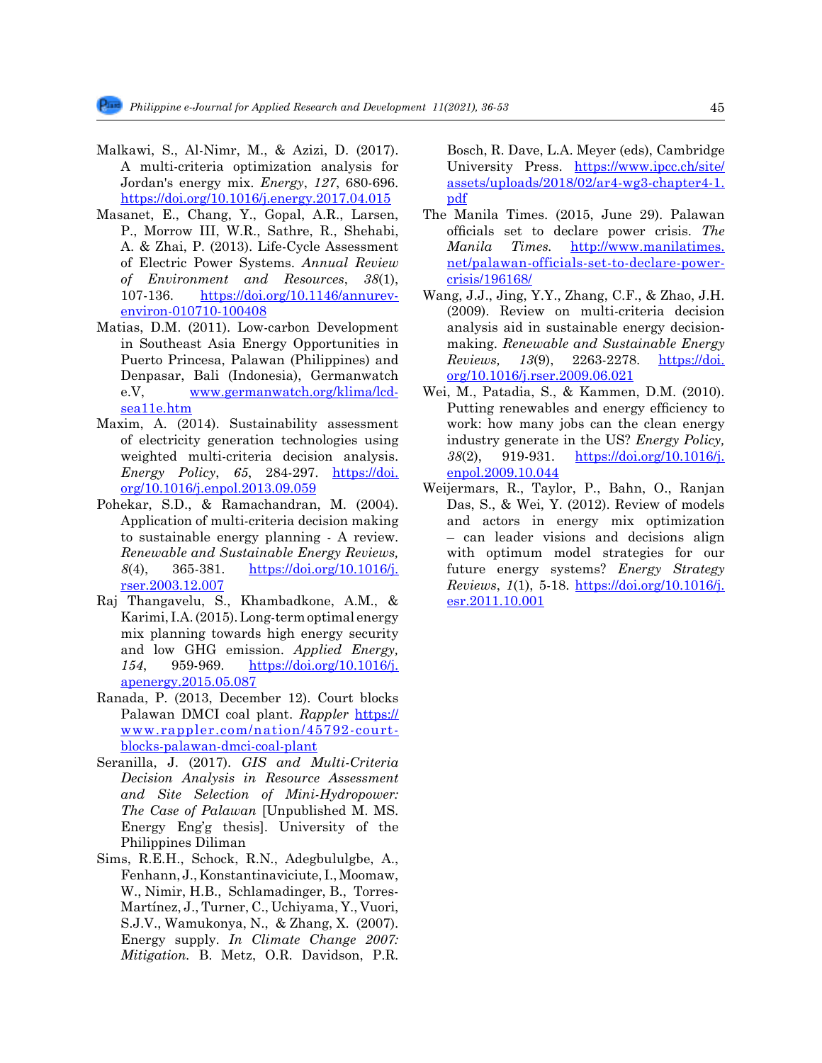Malkawi, S., Al-Nimr, M., & Azizi, D. (2017). A multi-criteria optimization analysis for Jordan's energy mix. *Energy*, *127*, 680-696. https://doi.org/10.1016/j.energy.2017.04.015

Masanet, E., Chang, Y., Gopal, A.R., Larsen, P., Morrow III, W.R., Sathre, R., Shehabi, A. & Zhai, P. (2013). Life-Cycle Assessment of Electric Power Systems. *Annual Review of Environment and Resources*, *38*(1), 107-136. https://doi.org/10.1146/annurev-environ-010710-100408

Matias, D.M. (2011). Low-carbon Development in Southeast Asia Energy Opportunities in Puerto Princesa, Palawan (Philippines) and Denpasar, Bali (Indonesia), Germanwatch e.V, www.germanwatch.org/klima/lcd-sea11e.htm

Maxim, A. (2014). Sustainability assessment of electricity generation technologies using weighted multi-criteria decision analysis. *Energy Policy*, *65*, 284-297. https://doi.org/10.1016/j.enpol.2013.09.059

Pohekar, S.D., & Ramachandran, M. (2004). Application of multi-criteria decision making to sustainable energy planning - A review. *Renewable and Sustainable Energy Reviews, 8*(4), 365-381. https://doi.org/10.1016/j.rser.2003.12.007

Raj Thangavelu, S., Khambadkone, A.M., & Karimi, I.A. (2015). Long-term optimal energy mix planning towards high energy security and low GHG emission. *Applied Energy, 154*, 959-969. https://doi.org/10.1016/j.apenergy.2015.05.087

Ranada, P. (2013, December 12). Court blocks Palawan DMCI coal plant. *Rappler* https://www.rappler.com/nation/45792-court-blocks-palawan-dmci-coal-plant

Seranilla, J. (2017). *GIS and Multi-Criteria Decision Analysis in Resource Assessment and Site Selection of Mini-Hydropower: The Case of Palawan* [Unpublished M. MS. Energy Eng'g thesis]. University of the Philippines Diliman

Sims, R.E.H., Schock, R.N., Adegbululgbe, A., Fenhann, J., Konstantinaviciute, I., Moomaw, W., Nimir, H.B., Schlamadinger, B., Torres-Martínez, J., Turner, C., Uchiyama, Y., Vuori, S.J.V., Wamukonya, N., & Zhang, X. (2007). Energy supply. *In Climate Change 2007: Mitigation.* B. Metz, O.R. Davidson, P.R. Bosch, R. Dave, L.A. Meyer (eds), Cambridge University Press. https://www.ipcc.ch/site/assets/uploads/2018/02/ar4-wg3-chapter4-1.pdf

The Manila Times. (2015, June 29). Palawan officials set to declare power crisis. *The Manila Times.* http://www.manilatimes.net/palawan-officials-set-to-declare-power-crisis/196168/

Wang, J.J., Jing, Y.Y., Zhang, C.F., & Zhao, J.H. (2009). Review on multi-criteria decision analysis aid in sustainable energy decision-making. *Renewable and Sustainable Energy Reviews, 13*(9), 2263-2278. https://doi.org/10.1016/j.rser.2009.06.021

Wei, M., Patadia, S., & Kammen, D.M. (2010). Putting renewables and energy efficiency to work: how many jobs can the clean energy industry generate in the US? *Energy Policy, 38*(2), 919-931. https://doi.org/10.1016/j.enpol.2009.10.044

Weijermars, R., Taylor, P., Bahn, O., Ranjan Das, S., & Wei, Y. (2012). Review of models and actors in energy mix optimization – can leader visions and decisions align with optimum model strategies for our future energy systems? *Energy Strategy Reviews*, *1*(1), 5-18. https://doi.org/10.1016/j.esr.2011.10.001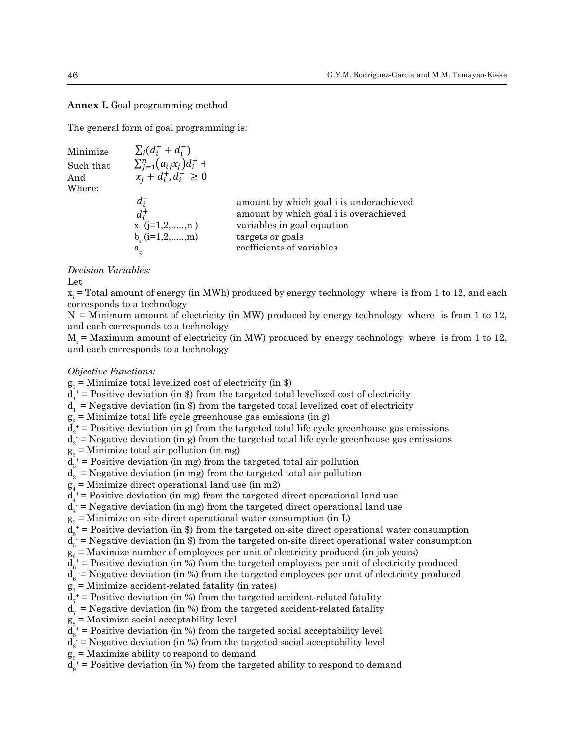**Annex I.** Goal programming method

The general form of goal programming is:

Minimize $\sum_i (d_i^+ + d_i^-)$

Such that $\sum_{j=1}^{n} (a_{ij} x_j) d_i^+ +$

And $x_j + d_i^+, d_i^- \geq 0$

Where:

| | |
|---|---|
| $d_i^-$ | amount by which goal i is underachieved |
| $d_i^+$ | amount by which goal i is overachieved |
| $x_j$ (j=1,2,.....,n ) | variables in goal equation |
| $b_i$ (i=1,2,.....,m) | targets or goals |
| $a_{ij}$ | coefficients of variables |

*Decision Variables:*

Let

$x_i$ = Total amount of energy (in MWh) produced by energy technology where is from 1 to 12, and each corresponds to a technology

$N_i$ = Minimum amount of electricity (in MW) produced by energy technology where is from 1 to 12, and each corresponds to a technology

$M_i$ = Maximum amount of electricity (in MW) produced by energy technology where is from 1 to 12, and each corresponds to a technology

*Objective Functions:*

$g_1$ = Minimize total levelized cost of electricity (in \$)
$d_1^+$ = Positive deviation (in \$) from the targeted total levelized cost of electricity
$d_1^-$ = Negative deviation (in \$) from the targeted total levelized cost of electricity
$g_2$ = Minimize total life cycle greenhouse gas emissions (in g)
$d_2^+$ = Positive deviation (in g) from the targeted total life cycle greenhouse gas emissions
$d_2^-$ = Negative deviation (in g) from the targeted total life cycle greenhouse gas emissions
$g_3$ = Minimize total air pollution (in mg)
$d_3^+$ = Positive deviation (in mg) from the targeted total air pollution
$d_3^-$ = Negative deviation (in mg) from the targeted total air pollution
$g_4$ = Minimize direct operational land use (in m2)
$d_4^+$ = Positive deviation (in mg) from the targeted direct operational land use
$d_4^-$ = Negative deviation (in mg) from the targeted direct operational land use
$g_5$ = Minimize on site direct operational water consumption (in L)
$d_5^+$ = Positive deviation (in \$) from the targeted on-site direct operational water consumption
$d_5^-$ = Negative deviation (in \$) from the targeted on-site direct operational water consumption
$g_6$ = Maximize number of employees per unit of electricity produced (in job years)
$d_6^+$ = Positive deviation (in %) from the targeted employees per unit of electricity produced
$d_6^-$ = Negative deviation (in %) from the targeted employees per unit of electricity produced
$g_7$ = Minimize accident-related fatality (in rates)
$d_7^+$ = Positive deviation (in %) from the targeted accident-related fatality
$d_7^-$ = Negative deviation (in %) from the targeted accident-related fatality
$g_8$ = Maximize social acceptability level
$d_8^+$ = Positive deviation (in %) from the targeted social acceptability level
$d_8^-$ = Negative deviation (in %) from the targeted social acceptability level
$g_9$ = Maximize ability to respond to demand
$d_9^+$ = Positive deviation (in %) from the targeted ability to respond to demand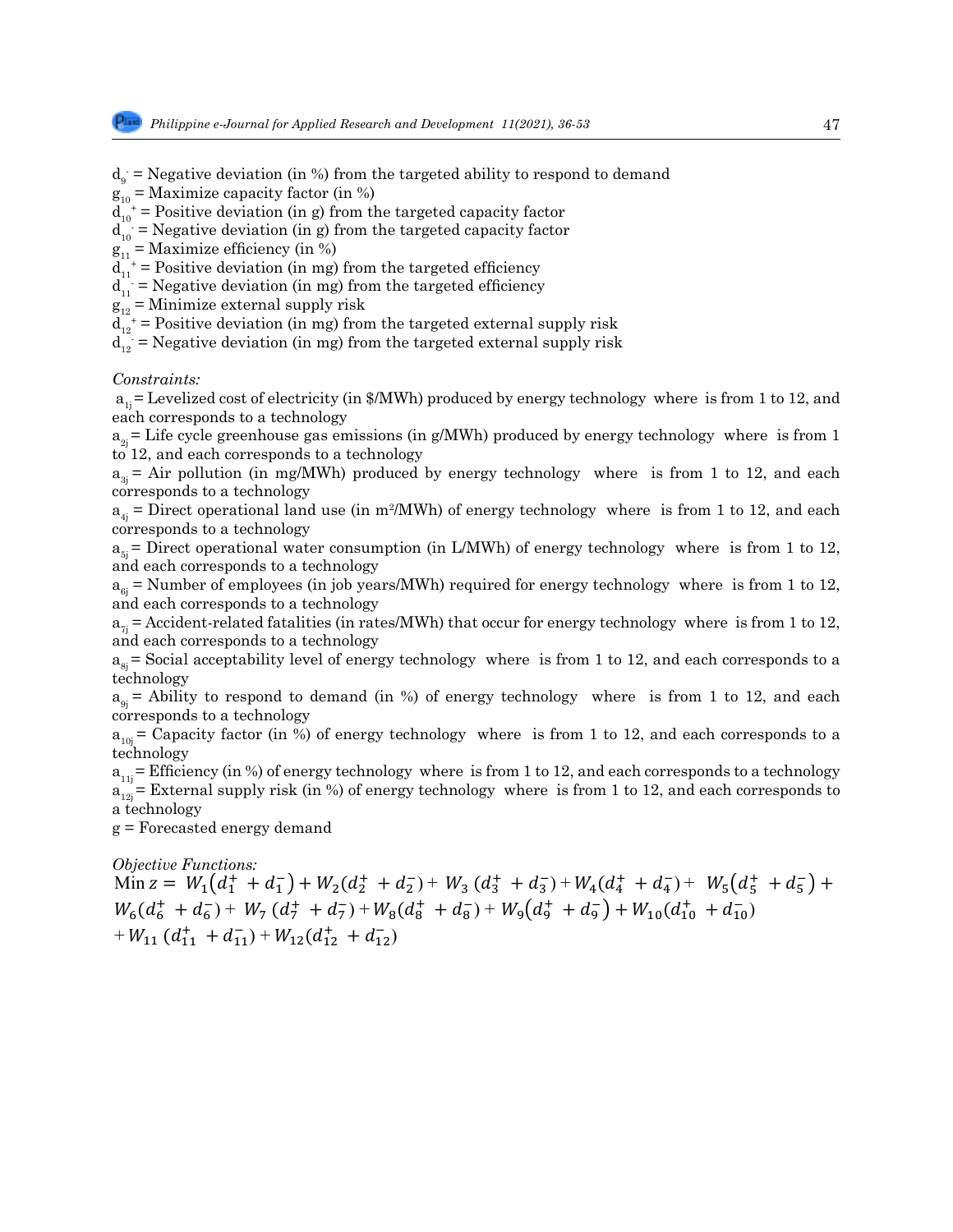$d_9^-$ = Negative deviation (in %) from the targeted ability to respond to demand
$g_{10}$ = Maximize capacity factor (in %)
$d_{10}^+$ = Positive deviation (in g) from the targeted capacity factor
$d_{10}^-$ = Negative deviation (in g) from the targeted capacity factor
$g_{11}$ = Maximize efficiency (in %)
$d_{11}^+$ = Positive deviation (in mg) from the targeted efficiency
$d_{11}^-$ = Negative deviation (in mg) from the targeted efficiency
$g_{12}$ = Minimize external supply risk
$d_{12}^+$ = Positive deviation (in mg) from the targeted external supply risk
$d_{12}^-$ = Negative deviation (in mg) from the targeted external supply risk

*Constraints:*

$a_{1j}$ = Levelized cost of electricity (in \$/MWh) produced by energy technology where is from 1 to 12, and each corresponds to a technology
$a_{2j}$ = Life cycle greenhouse gas emissions (in g/MWh) produced by energy technology where is from 1 to 12, and each corresponds to a technology
$a_{3j}$ = Air pollution (in mg/MWh) produced by energy technology where is from 1 to 12, and each corresponds to a technology
$a_{4j}$ = Direct operational land use (in m²/MWh) of energy technology where is from 1 to 12, and each corresponds to a technology
$a_{5j}$ = Direct operational water consumption (in L/MWh) of energy technology where is from 1 to 12, and each corresponds to a technology
$a_{6j}$ = Number of employees (in job years/MWh) required for energy technology where is from 1 to 12, and each corresponds to a technology
$a_{7j}$ = Accident-related fatalities (in rates/MWh) that occur for energy technology where is from 1 to 12, and each corresponds to a technology
$a_{8j}$ = Social acceptability level of energy technology where is from 1 to 12, and each corresponds to a technology
$a_{9j}$ = Ability to respond to demand (in %) of energy technology where is from 1 to 12, and each corresponds to a technology
$a_{10j}$ = Capacity factor (in %) of energy technology where is from 1 to 12, and each corresponds to a technology
$a_{11j}$ = Efficiency (in %) of energy technology where is from 1 to 12, and each corresponds to a technology
$a_{12j}$ = External supply risk (in %) of energy technology where is from 1 to 12, and each corresponds to a technology
g = Forecasted energy demand

*Objective Functions:*

$$\text{Min } z = W_1(d_1^+ + d_1^-) + W_2(d_2^+ + d_2^-) + W_3(d_3^+ + d_3^-) + W_4(d_4^+ + d_4^-) + W_5(d_5^+ + d_5^-) + W_6(d_6^+ + d_6^-) + W_7(d_7^+ + d_7^-) + W_8(d_8^+ + d_8^-) + W_9(d_9^+ + d_9^-) + W_{10}(d_{10}^+ + d_{10}^-) + W_{11}(d_{11}^+ + d_{11}^-) + W_{12}(d_{12}^+ + d_{12}^-)$$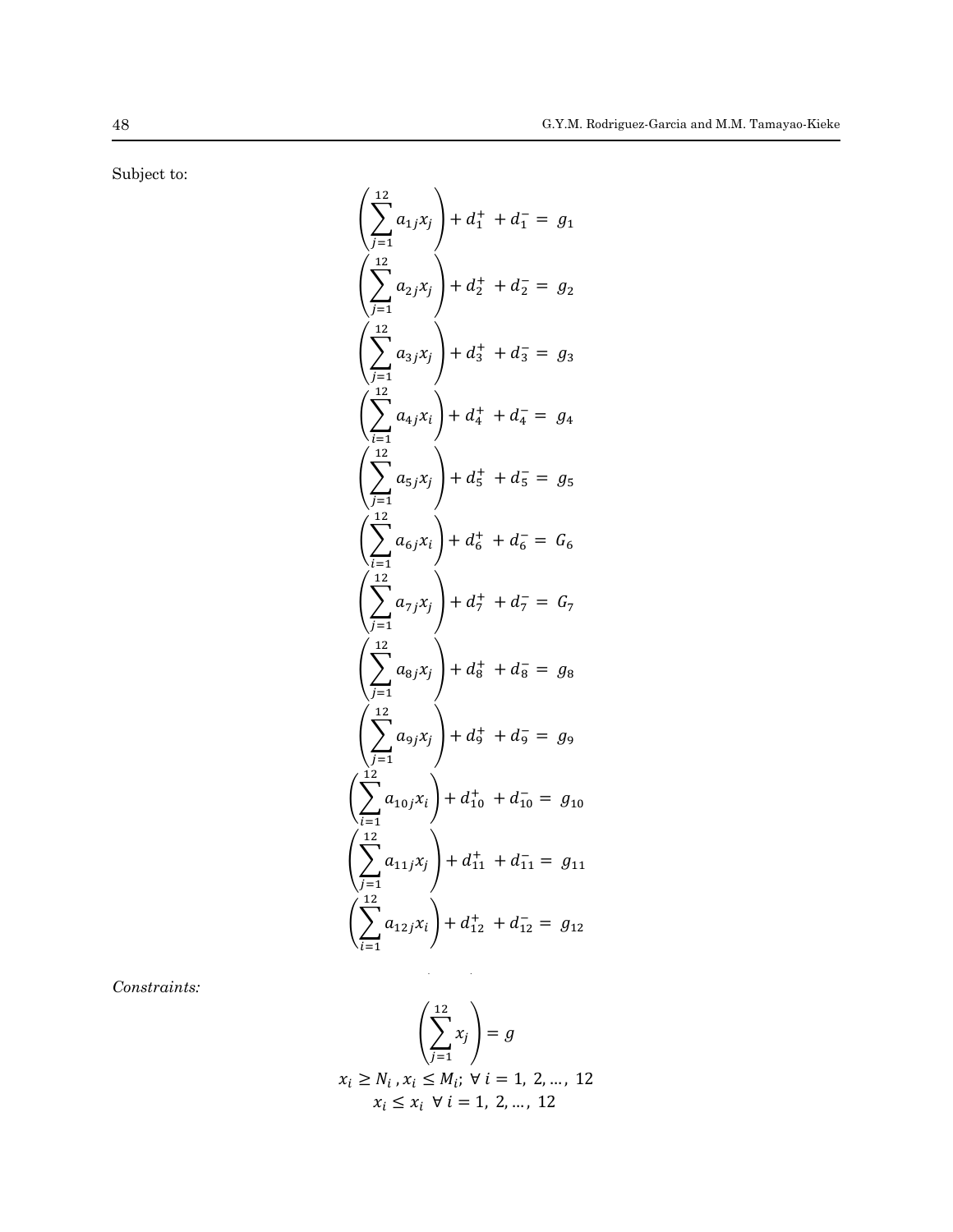Subject to:

$$\left(\sum_{j=1}^{12} a_{1j}x_j\right) + d_1^+ + d_1^- = g_1$$

$$\left(\sum_{j=1}^{12} a_{2j}x_j\right) + d_2^+ + d_2^- = g_2$$

$$\left(\sum_{j=1}^{12} a_{3j}x_j\right) + d_3^+ + d_3^- = g_3$$

$$\left(\sum_{i=1}^{12} a_{4j}x_i\right) + d_4^+ + d_4^- = g_4$$

$$\left(\sum_{j=1}^{12} a_{5j}x_j\right) + d_5^+ + d_5^- = g_5$$

$$\left(\sum_{i=1}^{12} a_{6j}x_i\right) + d_6^+ + d_6^- = G_6$$

$$\left(\sum_{j=1}^{12} a_{7j}x_j\right) + d_7^+ + d_7^- = G_7$$

$$\left(\sum_{j=1}^{12} a_{8j}x_j\right) + d_8^+ + d_8^- = g_8$$

$$\left(\sum_{j=1}^{12} a_{9j}x_j\right) + d_9^+ + d_9^- = g_9$$

$$\left(\sum_{i=1}^{12} a_{10j}x_i\right) + d_{10}^+ + d_{10}^- = g_{10}$$

$$\left(\sum_{j=1}^{12} a_{11j}x_j\right) + d_{11}^+ + d_{11}^- = g_{11}$$

$$\left(\sum_{i=1}^{12} a_{12j}x_i\right) + d_{12}^+ + d_{12}^- = g_{12}$$

*Constraints:*

$$\left(\sum_{j=1}^{12} x_j\right) = g$$

$$x_i \geq N_i\,, x_i \leq M_i;\ \forall\, i = 1,\ 2, \ldots,\ 12$$

$$x_i \leq x_i\ \ \forall\, i = 1,\ 2, \ldots,\ 12$$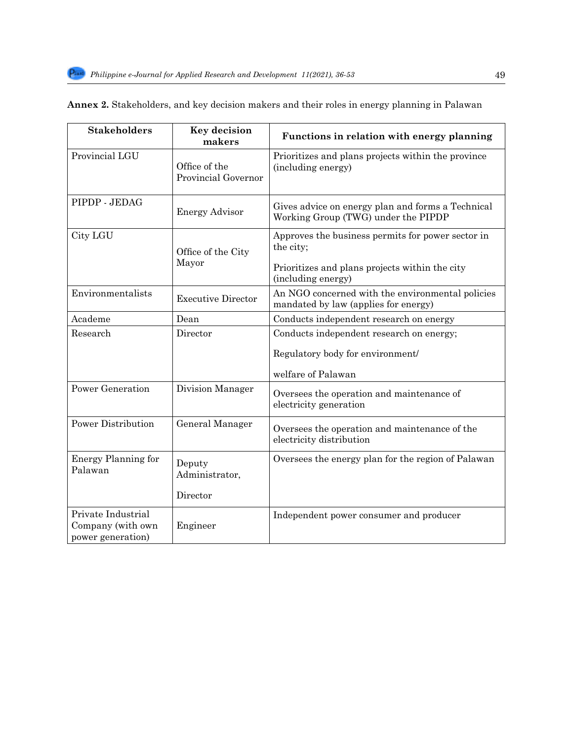**Annex 2.** Stakeholders, and key decision makers and their roles in energy planning in Palawan

| Stakeholders | Key decision makers | Functions in relation with energy planning |
|---|---|---|
| Provincial LGU | Office of the Provincial Governor | Prioritizes and plans projects within the province (including energy) |
| PIPDP - JEDAG | Energy Advisor | Gives advice on energy plan and forms a Technical Working Group (TWG) under the PIPDP |
| City LGU | Office of the City Mayor | Approves the business permits for power sector in the city; Prioritizes and plans projects within the city (including energy) |
| Environmentalists | Executive Director | An NGO concerned with the environmental policies mandated by law (applies for energy) |
| Academe | Dean | Conducts independent research on energy |
| Research | Director | Conducts independent research on energy; Regulatory body for environment/ welfare of Palawan |
| Power Generation | Division Manager | Oversees the operation and maintenance of electricity generation |
| Power Distribution | General Manager | Oversees the operation and maintenance of the electricity distribution |
| Energy Planning for Palawan | Deputy Administrator, Director | Oversees the energy plan for the region of Palawan |
| Private Industrial Company (with own power generation) | Engineer | Independent power consumer and producer |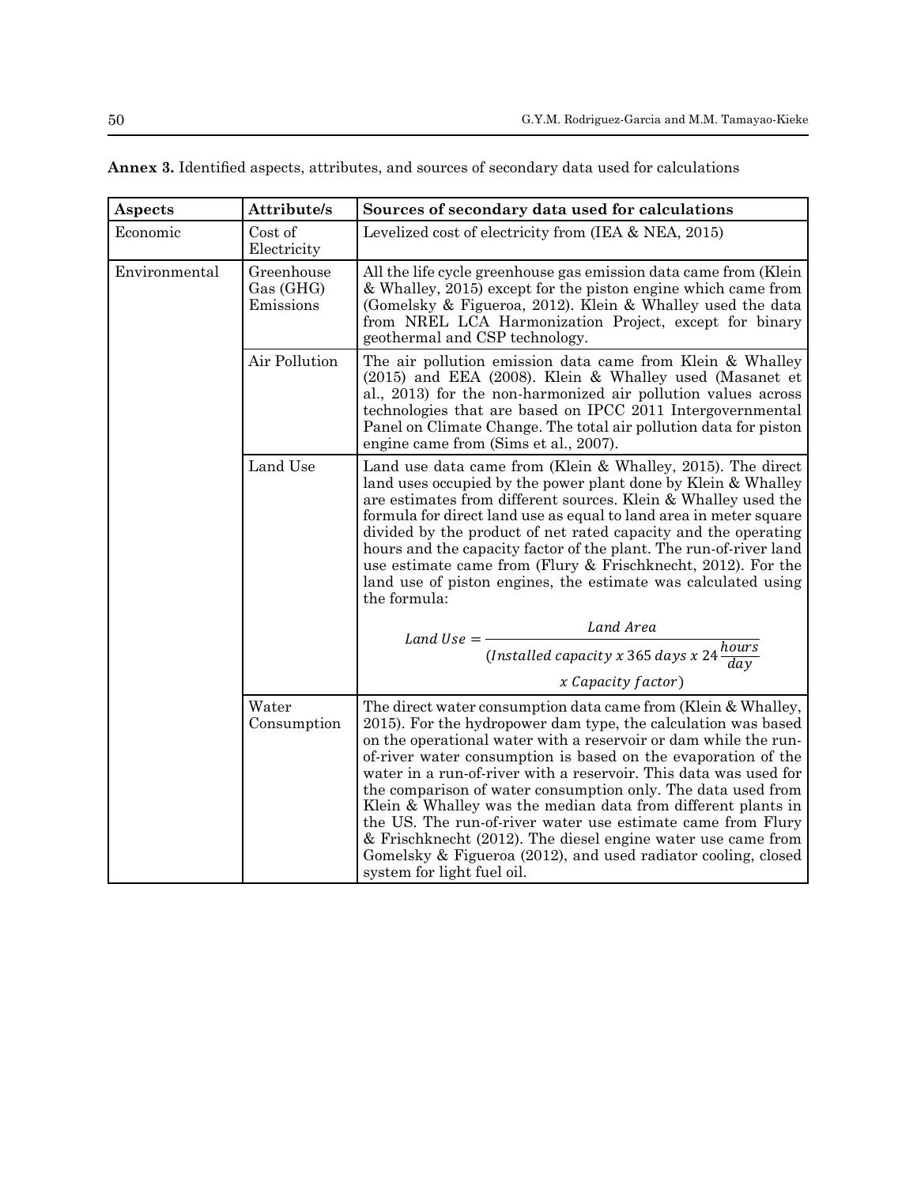**Annex 3.** Identified aspects, attributes, and sources of secondary data used for calculations

| Aspects | Attribute/s | Sources of secondary data used for calculations |
|---|---|---|
| Economic | Cost of Electricity | Levelized cost of electricity from (IEA & NEA, 2015) |
| Environmental | Greenhouse Gas (GHG) Emissions | All the life cycle greenhouse gas emission data came from (Klein & Whalley, 2015) except for the piston engine which came from (Gomelsky & Figueroa, 2012). Klein & Whalley used the data from NREL LCA Harmonization Project, except for binary geothermal and CSP technology. |
| | Air Pollution | The air pollution emission data came from Klein & Whalley (2015) and EEA (2008). Klein & Whalley used (Masanet et al., 2013) for the non-harmonized air pollution values across technologies that are based on IPCC 2011 Intergovernmental Panel on Climate Change. The total air pollution data for piston engine came from (Sims et al., 2007). |
| | Land Use | Land use data came from (Klein & Whalley, 2015). The direct land uses occupied by the power plant done by Klein & Whalley are estimates from different sources. Klein & Whalley used the formula for direct land use as equal to land area in meter square divided by the product of net rated capacity and the operating hours and the capacity factor of the plant. The run-of-river land use estimate came from (Flury & Frischknecht, 2012). For the land use of piston engines, the estimate was calculated using the formula: $$Land\ Use = \frac{Land\ Area}{(Installed\ capacity\ x\ 365\ days\ x\ 24\frac{hours}{day}\ x\ Capacity\ factor)}$$ |
| | Water Consumption | The direct water consumption data came from (Klein & Whalley, 2015). For the hydropower dam type, the calculation was based on the operational water with a reservoir or dam while the run-of-river water consumption is based on the evaporation of the water in a run-of-river with a reservoir. This data was used for the comparison of water consumption only. The data used from Klein & Whalley was the median data from different plants in the US. The run-of-river water use estimate came from Flury & Frischknecht (2012). The diesel engine water use came from Gomelsky & Figueroa (2012), and used radiator cooling, closed system for light fuel oil. |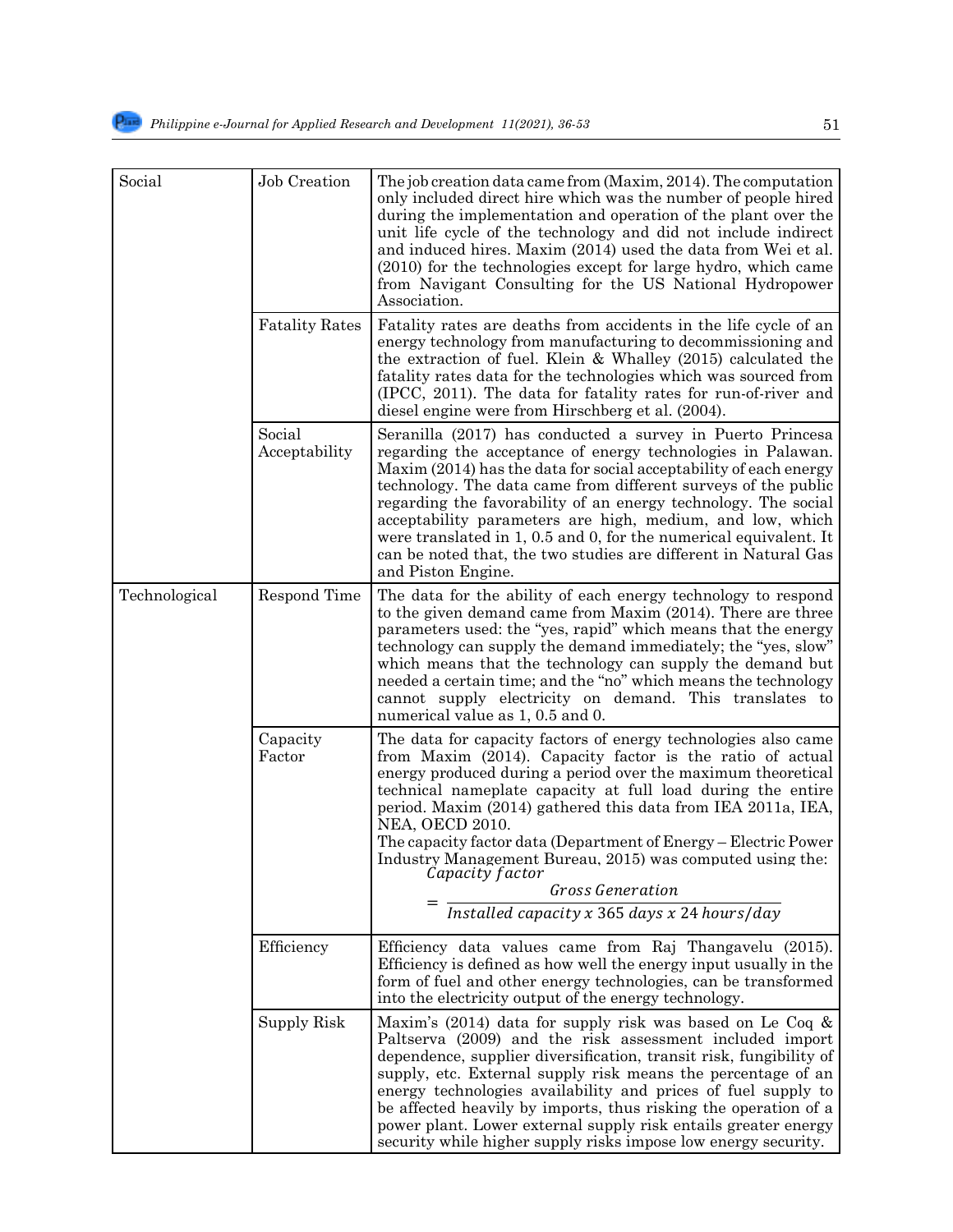| | | |
|---|---|---|
| Social | Job Creation | The job creation data came from (Maxim, 2014). The computation only included direct hire which was the number of people hired during the implementation and operation of the plant over the unit life cycle of the technology and did not include indirect and induced hires. Maxim (2014) used the data from Wei et al. (2010) for the technologies except for large hydro, which came from Navigant Consulting for the US National Hydropower Association. |
| | Fatality Rates | Fatality rates are deaths from accidents in the life cycle of an energy technology from manufacturing to decommissioning and the extraction of fuel. Klein & Whalley (2015) calculated the fatality rates data for the technologies which was sourced from (IPCC, 2011). The data for fatality rates for run-of-river and diesel engine were from Hirschberg et al. (2004). |
| | Social Acceptability | Seranilla (2017) has conducted a survey in Puerto Princesa regarding the acceptance of energy technologies in Palawan. Maxim (2014) has the data for social acceptability of each energy technology. The data came from different surveys of the public regarding the favorability of an energy technology. The social acceptability parameters are high, medium, and low, which were translated in 1, 0.5 and 0, for the numerical equivalent. It can be noted that, the two studies are different in Natural Gas and Piston Engine. |
| Technological | Respond Time | The data for the ability of each energy technology to respond to the given demand came from Maxim (2014). There are three parameters used: the "yes, rapid" which means that the energy technology can supply the demand immediately; the "yes, slow" which means that the technology can supply the demand but needed a certain time; and the "no" which means the technology cannot supply electricity on demand. This translates to numerical value as 1, 0.5 and 0. |
| | Capacity Factor | The data for capacity factors of energy technologies also came from Maxim (2014). Capacity factor is the ratio of actual energy produced during a period over the maximum theoretical technical nameplate capacity at full load during the entire period. Maxim (2014) gathered this data from IEA 2011a, IEA, NEA, OECD 2010. The capacity factor data (Department of Energy – Electric Power Industry Management Bureau, 2015) was computed using the: $\text{Capacity factor} = \dfrac{\text{Gross Generation}}{\text{Installed capacity} \times 365 \text{ days} \times 24 \text{ hours/day}}$ |
| | Efficiency | Efficiency data values came from Raj Thangavelu (2015). Efficiency is defined as how well the energy input usually in the form of fuel and other energy technologies, can be transformed into the electricity output of the energy technology. |
| | Supply Risk | Maxim's (2014) data for supply risk was based on Le Coq & Paltserva (2009) and the risk assessment included import dependence, supplier diversification, transit risk, fungibility of supply, etc. External supply risk means the percentage of an energy technologies availability and prices of fuel supply to be affected heavily by imports, thus risking the operation of a power plant. Lower external supply risk entails greater energy security while higher supply risks impose low energy security. |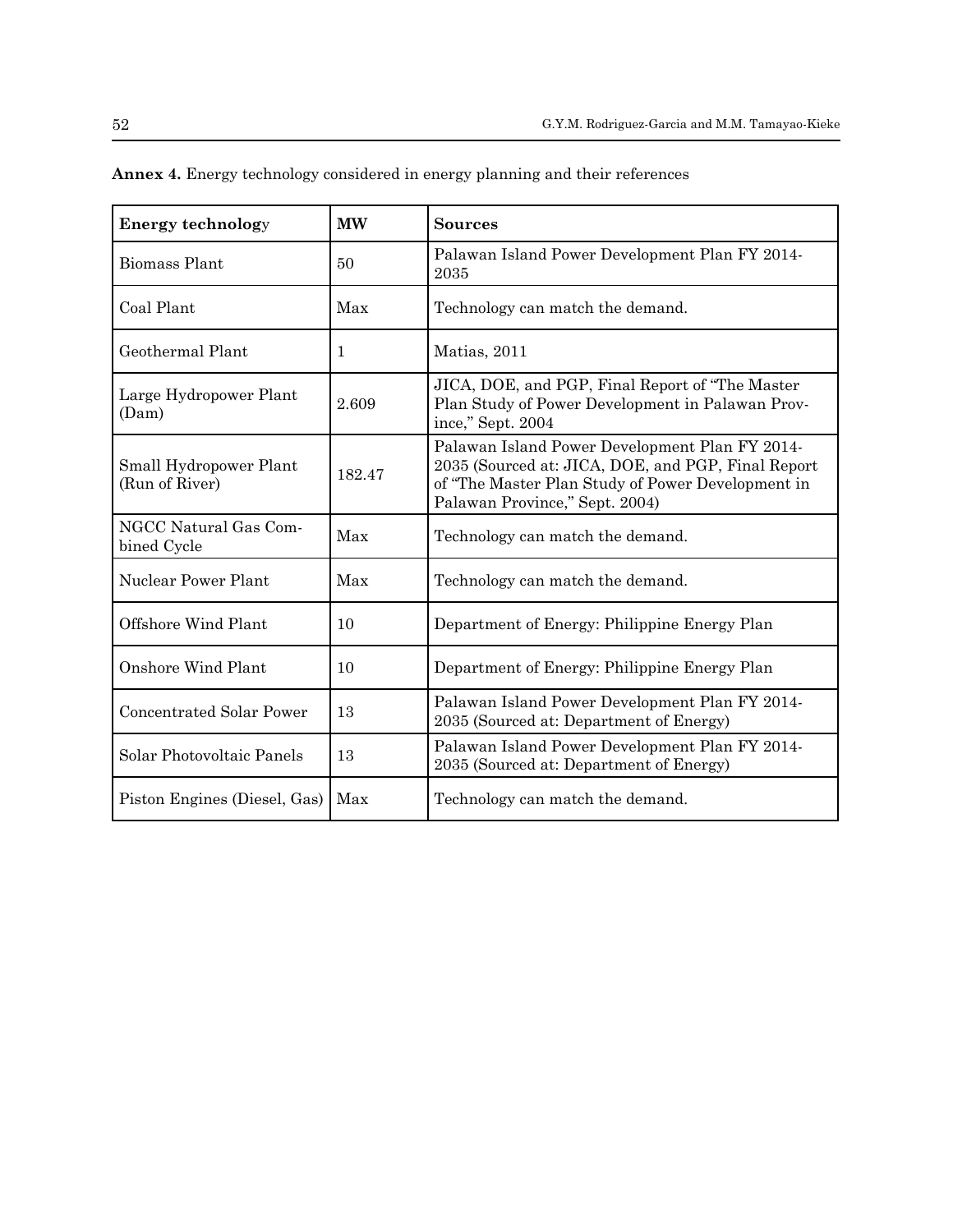**Annex 4.** Energy technology considered in energy planning and their references

| **Energy technology** | **MW** | **Sources** |
|---|---|---|
| Biomass Plant | 50 | Palawan Island Power Development Plan FY 2014-2035 |
| Coal Plant | Max | Technology can match the demand. |
| Geothermal Plant | 1 | Matias, 2011 |
| Large Hydropower Plant (Dam) | 2.609 | JICA, DOE, and PGP, Final Report of "The Master Plan Study of Power Development in Palawan Province," Sept. 2004 |
| Small Hydropower Plant (Run of River) | 182.47 | Palawan Island Power Development Plan FY 2014-2035 (Sourced at: JICA, DOE, and PGP, Final Report of "The Master Plan Study of Power Development in Palawan Province," Sept. 2004) |
| NGCC Natural Gas Combined Cycle | Max | Technology can match the demand. |
| Nuclear Power Plant | Max | Technology can match the demand. |
| Offshore Wind Plant | 10 | Department of Energy: Philippine Energy Plan |
| Onshore Wind Plant | 10 | Department of Energy: Philippine Energy Plan |
| Concentrated Solar Power | 13 | Palawan Island Power Development Plan FY 2014-2035 (Sourced at: Department of Energy) |
| Solar Photovoltaic Panels | 13 | Palawan Island Power Development Plan FY 2014-2035 (Sourced at: Department of Energy) |
| Piston Engines (Diesel, Gas) | Max | Technology can match the demand. |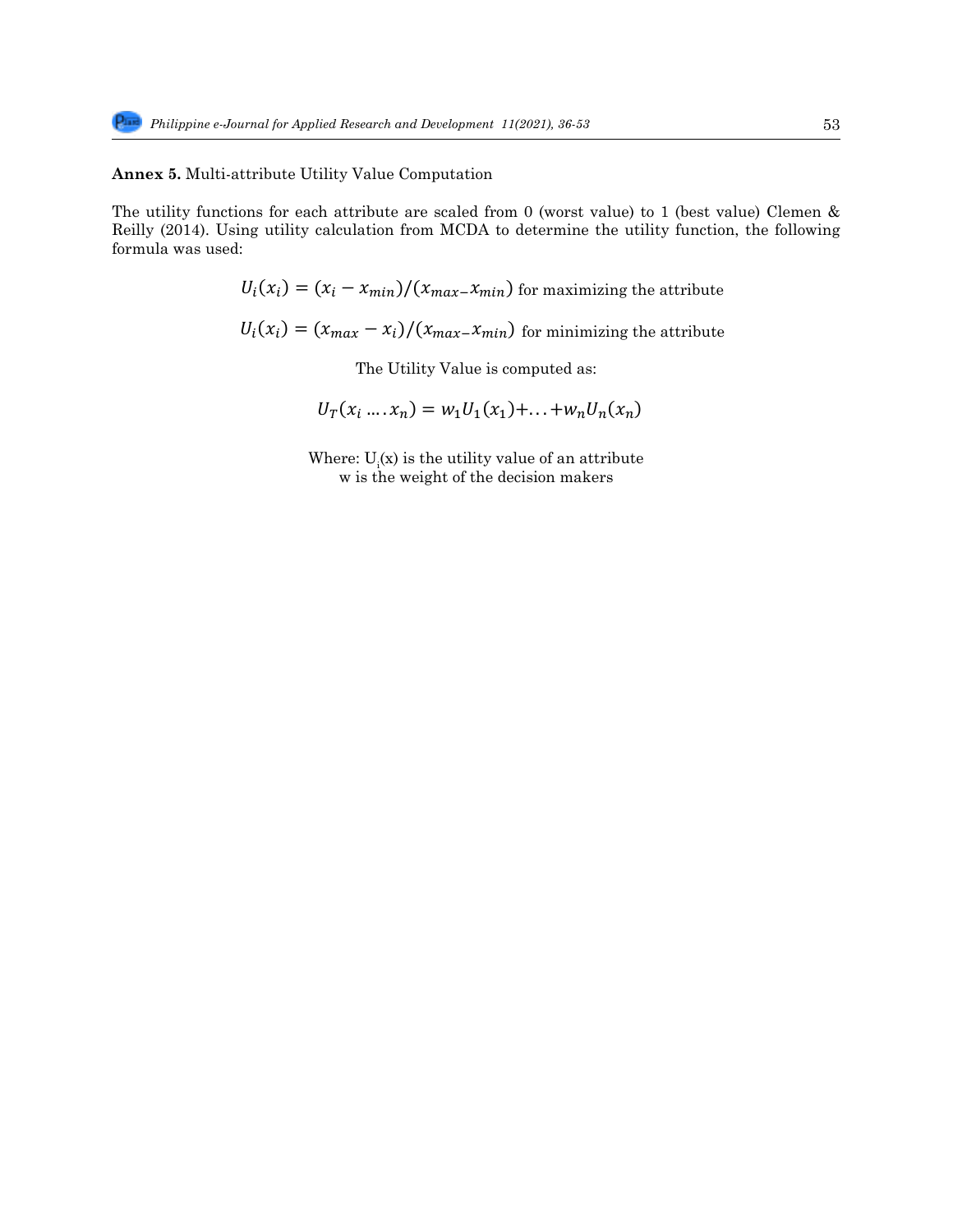**Annex 5.** Multi-attribute Utility Value Computation

The utility functions for each attribute are scaled from 0 (worst value) to 1 (best value) Clemen & Reilly (2014). Using utility calculation from MCDA to determine the utility function, the following formula was used:

$$U_i(x_i) = (x_i - x_{min})/(x_{max-}x_{min}) \text{ for maximizing the attribute}$$

$$U_i(x_i) = (x_{max} - x_i)/(x_{max-}x_{min}) \text{ for minimizing the attribute}$$

The Utility Value is computed as:

$$U_T(x_i \ldots . x_n) = w_1 U_1(x_1) + \ldots + w_n U_n(x_n)$$

Where: $U_i(x)$ is the utility value of an attribute
w is the weight of the decision makers